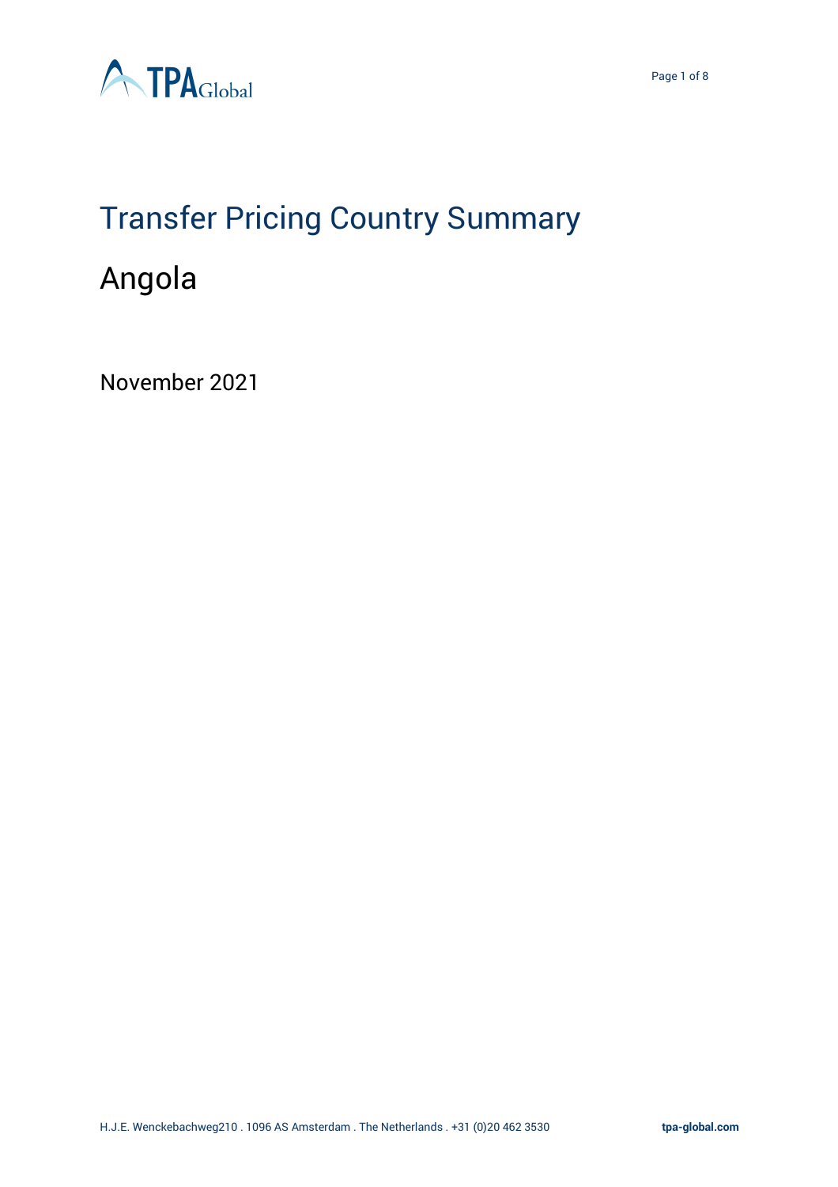# Transfer Pricing Country Summary

## Angola

November 2021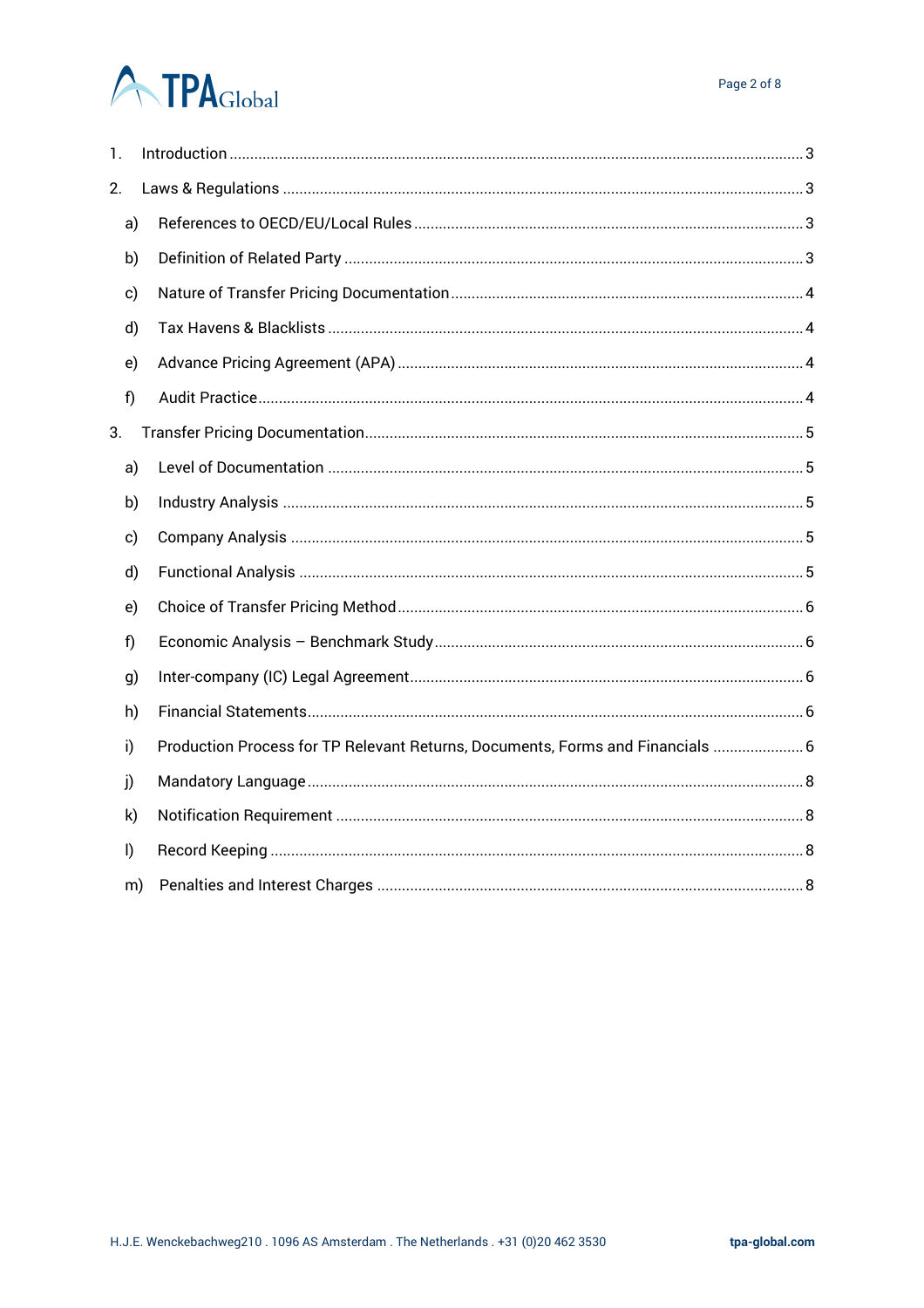1. Introduction ..... 3
2. Laws & Regulations ..... 3
   a) References to OECD/EU/Local Rules ..... 3
   b) Definition of Related Party ..... 3
   c) Nature of Transfer Pricing Documentation ..... 4
   d) Tax Havens & Blacklists ..... 4
   e) Advance Pricing Agreement (APA) ..... 4
   f) Audit Practice ..... 4
3. Transfer Pricing Documentation ..... 5
   a) Level of Documentation ..... 5
   b) Industry Analysis ..... 5
   c) Company Analysis ..... 5
   d) Functional Analysis ..... 5
   e) Choice of Transfer Pricing Method ..... 6
   f) Economic Analysis – Benchmark Study ..... 6
   g) Inter-company (IC) Legal Agreement ..... 6
   h) Financial Statements ..... 6
   i) Production Process for TP Relevant Returns, Documents, Forms and Financials ..... 6
   j) Mandatory Language ..... 8
   k) Notification Requirement ..... 8
   l) Record Keeping ..... 8
   m) Penalties and Interest Charges ..... 8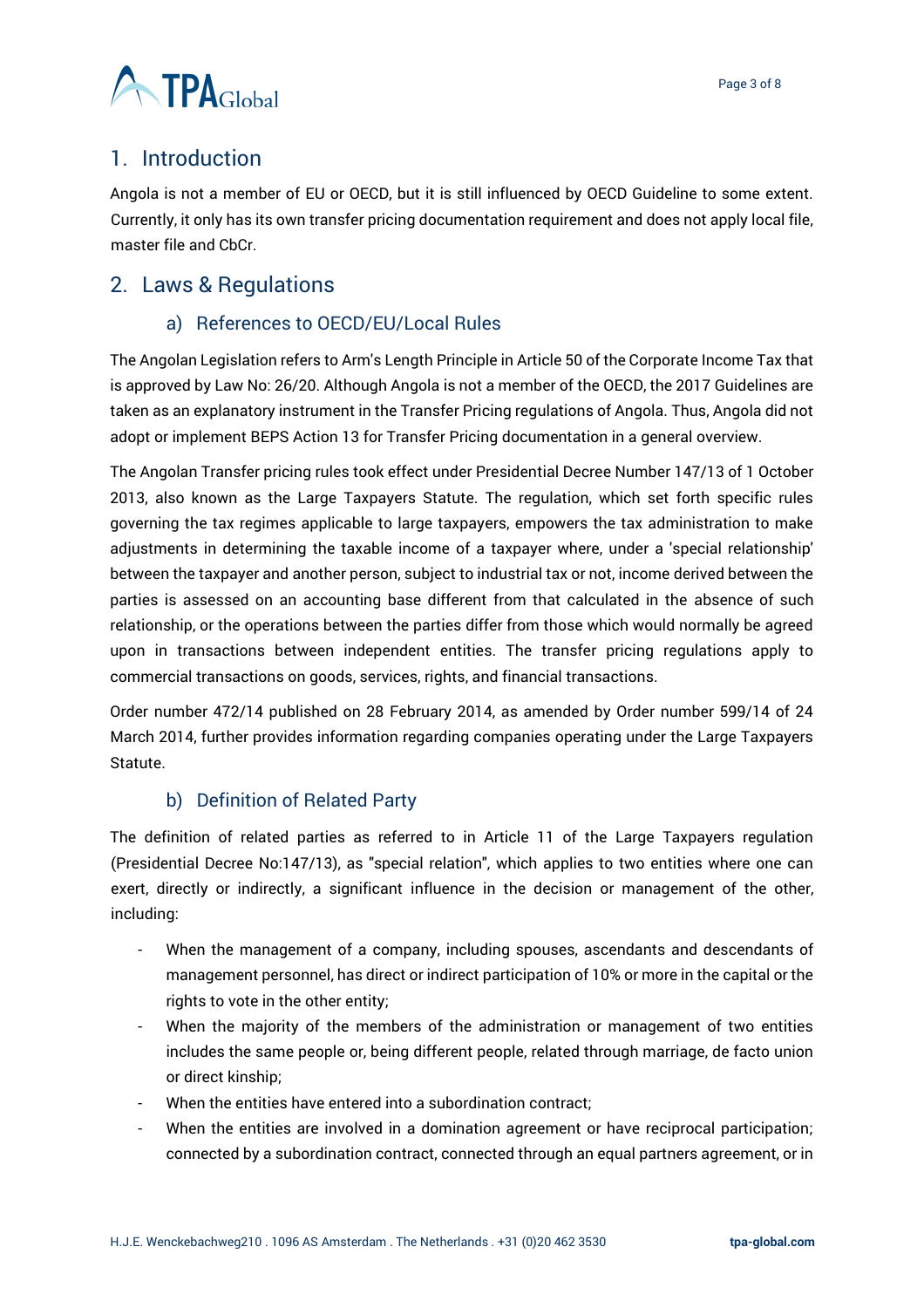## 1. Introduction

Angola is not a member of EU or OECD, but it is still influenced by OECD Guideline to some extent. Currently, it only has its own transfer pricing documentation requirement and does not apply local file, master file and CbCr.

## 2. Laws & Regulations

### a) References to OECD/EU/Local Rules

The Angolan Legislation refers to Arm's Length Principle in Article 50 of the Corporate Income Tax that is approved by Law No: 26/20. Although Angola is not a member of the OECD, the 2017 Guidelines are taken as an explanatory instrument in the Transfer Pricing regulations of Angola. Thus, Angola did not adopt or implement BEPS Action 13 for Transfer Pricing documentation in a general overview.

The Angolan Transfer pricing rules took effect under Presidential Decree Number 147/13 of 1 October 2013, also known as the Large Taxpayers Statute. The regulation, which set forth specific rules governing the tax regimes applicable to large taxpayers, empowers the tax administration to make adjustments in determining the taxable income of a taxpayer where, under a 'special relationship' between the taxpayer and another person, subject to industrial tax or not, income derived between the parties is assessed on an accounting base different from that calculated in the absence of such relationship, or the operations between the parties differ from those which would normally be agreed upon in transactions between independent entities. The transfer pricing regulations apply to commercial transactions on goods, services, rights, and financial transactions.

Order number 472/14 published on 28 February 2014, as amended by Order number 599/14 of 24 March 2014, further provides information regarding companies operating under the Large Taxpayers Statute.

### b) Definition of Related Party

The definition of related parties as referred to in Article 11 of the Large Taxpayers regulation (Presidential Decree No:147/13), as "special relation", which applies to two entities where one can exert, directly or indirectly, a significant influence in the decision or management of the other, including:

- When the management of a company, including spouses, ascendants and descendants of management personnel, has direct or indirect participation of 10% or more in the capital or the rights to vote in the other entity;
- When the majority of the members of the administration or management of two entities includes the same people or, being different people, related through marriage, de facto union or direct kinship;
- When the entities have entered into a subordination contract;
- When the entities are involved in a domination agreement or have reciprocal participation; connected by a subordination contract, connected through an equal partners agreement, or in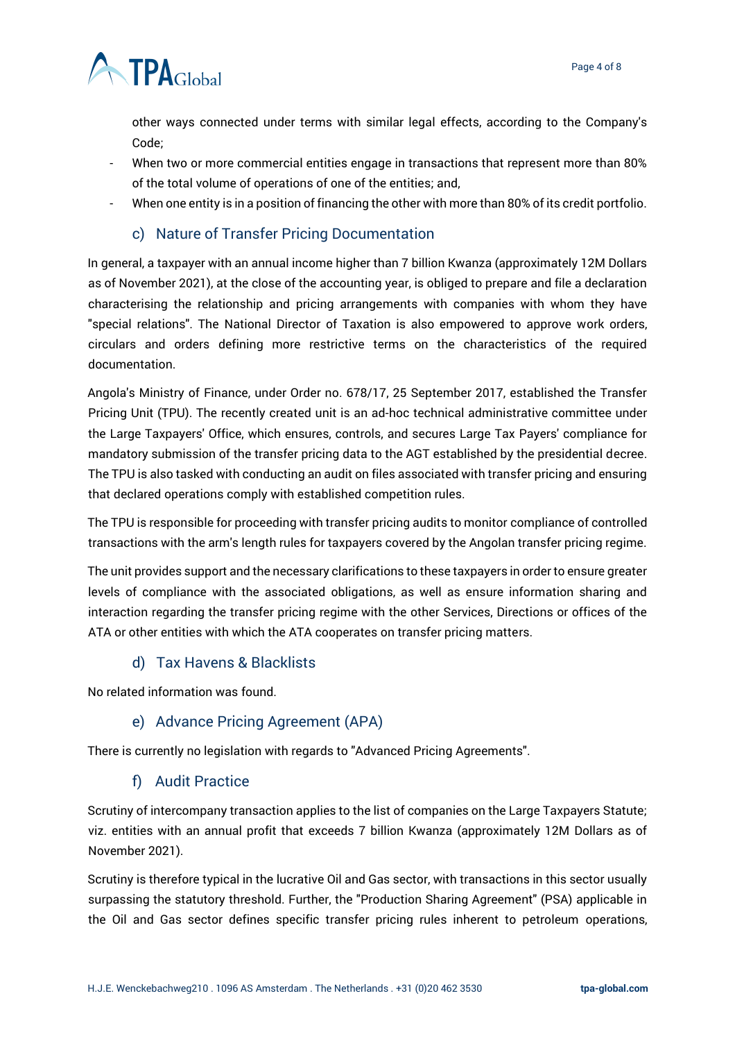other ways connected under terms with similar legal effects, according to the Company's Code;

- When two or more commercial entities engage in transactions that represent more than 80% of the total volume of operations of one of the entities; and,
- When one entity is in a position of financing the other with more than 80% of its credit portfolio.

### c) Nature of Transfer Pricing Documentation

In general, a taxpayer with an annual income higher than 7 billion Kwanza (approximately 12M Dollars as of November 2021), at the close of the accounting year, is obliged to prepare and file a declaration characterising the relationship and pricing arrangements with companies with whom they have "special relations". The National Director of Taxation is also empowered to approve work orders, circulars and orders defining more restrictive terms on the characteristics of the required documentation.

Angola's Ministry of Finance, under Order no. 678/17, 25 September 2017, established the Transfer Pricing Unit (TPU). The recently created unit is an ad-hoc technical administrative committee under the Large Taxpayers' Office, which ensures, controls, and secures Large Tax Payers' compliance for mandatory submission of the transfer pricing data to the AGT established by the presidential decree. The TPU is also tasked with conducting an audit on files associated with transfer pricing and ensuring that declared operations comply with established competition rules.

The TPU is responsible for proceeding with transfer pricing audits to monitor compliance of controlled transactions with the arm's length rules for taxpayers covered by the Angolan transfer pricing regime.

The unit provides support and the necessary clarifications to these taxpayers in order to ensure greater levels of compliance with the associated obligations, as well as ensure information sharing and interaction regarding the transfer pricing regime with the other Services, Directions or offices of the ATA or other entities with which the ATA cooperates on transfer pricing matters.

### d) Tax Havens & Blacklists

No related information was found.

### e) Advance Pricing Agreement (APA)

There is currently no legislation with regards to "Advanced Pricing Agreements".

### f) Audit Practice

Scrutiny of intercompany transaction applies to the list of companies on the Large Taxpayers Statute; viz. entities with an annual profit that exceeds 7 billion Kwanza (approximately 12M Dollars as of November 2021).

Scrutiny is therefore typical in the lucrative Oil and Gas sector, with transactions in this sector usually surpassing the statutory threshold. Further, the "Production Sharing Agreement" (PSA) applicable in the Oil and Gas sector defines specific transfer pricing rules inherent to petroleum operations,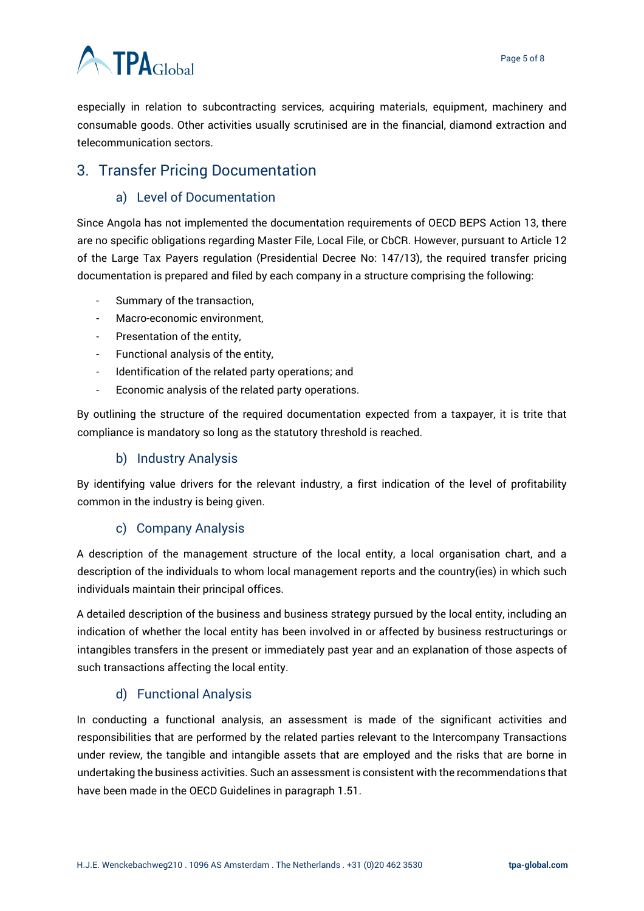especially in relation to subcontracting services, acquiring materials, equipment, machinery and consumable goods. Other activities usually scrutinised are in the financial, diamond extraction and telecommunication sectors.

## 3. Transfer Pricing Documentation

### a) Level of Documentation

Since Angola has not implemented the documentation requirements of OECD BEPS Action 13, there are no specific obligations regarding Master File, Local File, or CbCR. However, pursuant to Article 12 of the Large Tax Payers regulation (Presidential Decree No: 147/13), the required transfer pricing documentation is prepared and filed by each company in a structure comprising the following:

- Summary of the transaction,
- Macro-economic environment,
- Presentation of the entity,
- Functional analysis of the entity,
- Identification of the related party operations; and
- Economic analysis of the related party operations.

By outlining the structure of the required documentation expected from a taxpayer, it is trite that compliance is mandatory so long as the statutory threshold is reached.

### b) Industry Analysis

By identifying value drivers for the relevant industry, a first indication of the level of profitability common in the industry is being given.

### c) Company Analysis

A description of the management structure of the local entity, a local organisation chart, and a description of the individuals to whom local management reports and the country(ies) in which such individuals maintain their principal offices.

A detailed description of the business and business strategy pursued by the local entity, including an indication of whether the local entity has been involved in or affected by business restructurings or intangibles transfers in the present or immediately past year and an explanation of those aspects of such transactions affecting the local entity.

### d) Functional Analysis

In conducting a functional analysis, an assessment is made of the significant activities and responsibilities that are performed by the related parties relevant to the Intercompany Transactions under review, the tangible and intangible assets that are employed and the risks that are borne in undertaking the business activities. Such an assessment is consistent with the recommendations that have been made in the OECD Guidelines in paragraph 1.51.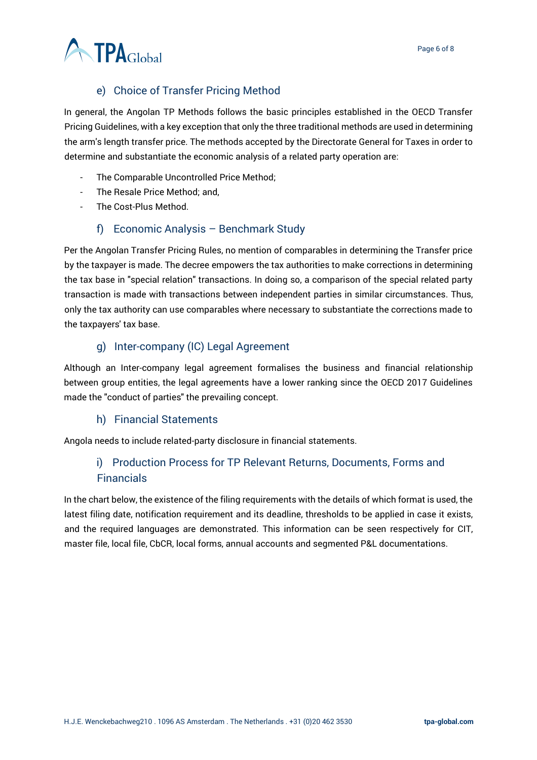## e) Choice of Transfer Pricing Method

In general, the Angolan TP Methods follows the basic principles established in the OECD Transfer Pricing Guidelines, with a key exception that only the three traditional methods are used in determining the arm's length transfer price. The methods accepted by the Directorate General for Taxes in order to determine and substantiate the economic analysis of a related party operation are:

- The Comparable Uncontrolled Price Method;
- The Resale Price Method; and,
- The Cost-Plus Method.

## f) Economic Analysis – Benchmark Study

Per the Angolan Transfer Pricing Rules, no mention of comparables in determining the Transfer price by the taxpayer is made. The decree empowers the tax authorities to make corrections in determining the tax base in "special relation" transactions. In doing so, a comparison of the special related party transaction is made with transactions between independent parties in similar circumstances. Thus, only the tax authority can use comparables where necessary to substantiate the corrections made to the taxpayers' tax base.

## g) Inter-company (IC) Legal Agreement

Although an Inter-company legal agreement formalises the business and financial relationship between group entities, the legal agreements have a lower ranking since the OECD 2017 Guidelines made the "conduct of parties" the prevailing concept.

## h) Financial Statements

Angola needs to include related-party disclosure in financial statements.

## i) Production Process for TP Relevant Returns, Documents, Forms and Financials

In the chart below, the existence of the filing requirements with the details of which format is used, the latest filing date, notification requirement and its deadline, thresholds to be applied in case it exists, and the required languages are demonstrated. This information can be seen respectively for CIT, master file, local file, CbCR, local forms, annual accounts and segmented P&L documentations.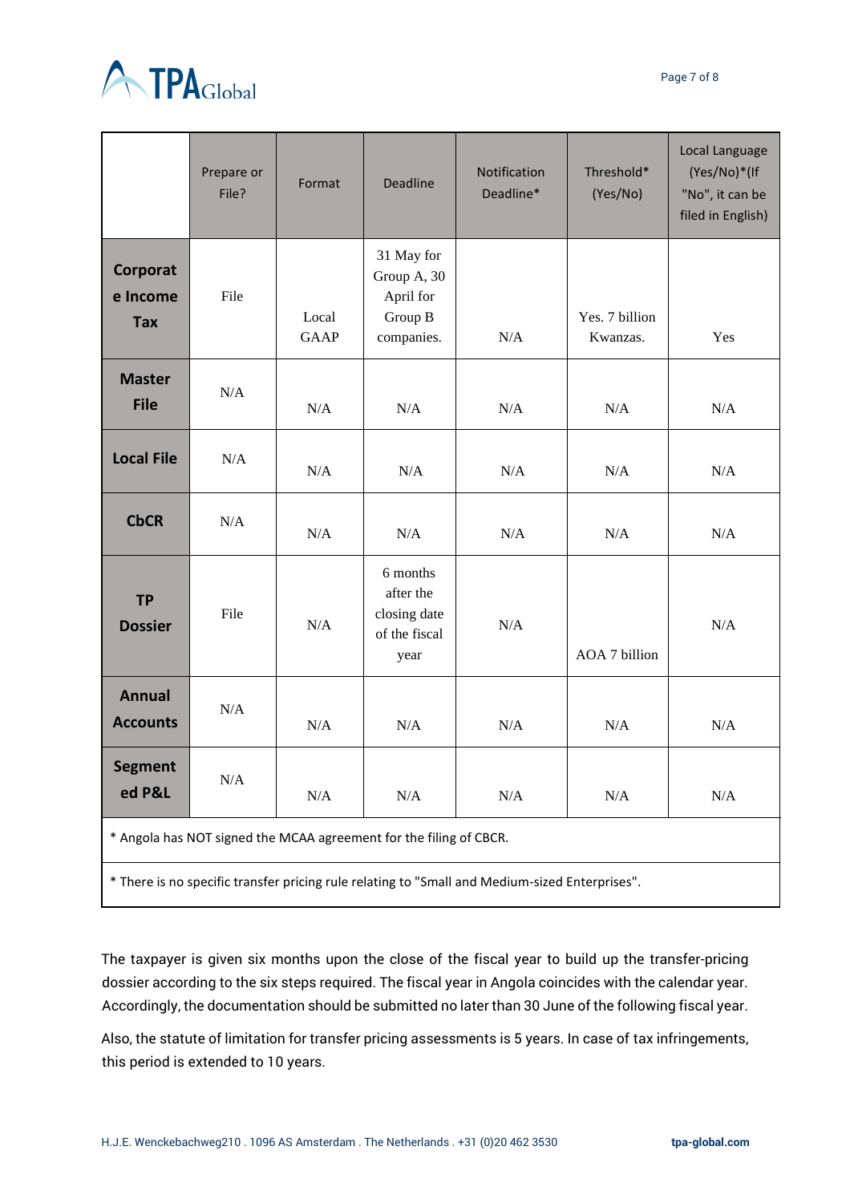| | Prepare or File? | Format | Deadline | Notification Deadline* | Threshold* (Yes/No) | Local Language (Yes/No)*(If "No", it can be filed in English) |
|---|---|---|---|---|---|---|
| **Corporate Income Tax** | File | Local GAAP | 31 May for Group A, 30 April for Group B companies. | N/A | Yes. 7 billion Kwanzas. | Yes |
| **Master File** | N/A | N/A | N/A | N/A | N/A | N/A |
| **Local File** | N/A | N/A | N/A | N/A | N/A | N/A |
| **CbCR** | N/A | N/A | N/A | N/A | N/A | N/A |
| **TP Dossier** | File | N/A | 6 months after the closing date of the fiscal year | N/A | AOA 7 billion | N/A |
| **Annual Accounts** | N/A | N/A | N/A | N/A | N/A | N/A |
| **Segmented P&L** | N/A | N/A | N/A | N/A | N/A | N/A |
| * Angola has NOT signed the MCAA agreement for the filing of CBCR. | | | | | | |
| * There is no specific transfer pricing rule relating to "Small and Medium-sized Enterprises". | | | | | | |

The taxpayer is given six months upon the close of the fiscal year to build up the transfer-pricing dossier according to the six steps required. The fiscal year in Angola coincides with the calendar year. Accordingly, the documentation should be submitted no later than 30 June of the following fiscal year.

Also, the statute of limitation for transfer pricing assessments is 5 years. In case of tax infringements, this period is extended to 10 years.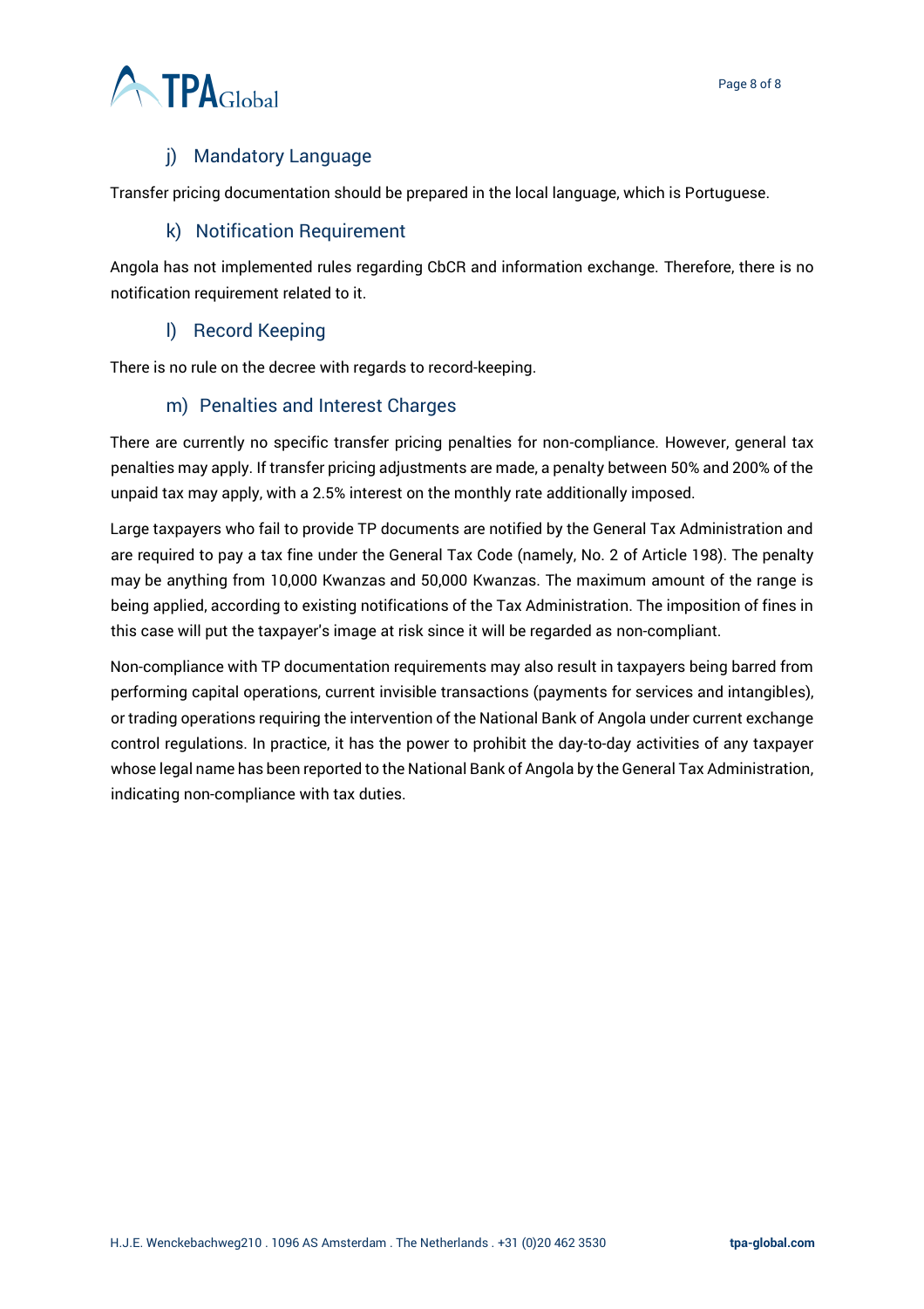### j) Mandatory Language

Transfer pricing documentation should be prepared in the local language, which is Portuguese.

### k) Notification Requirement

Angola has not implemented rules regarding CbCR and information exchange. Therefore, there is no notification requirement related to it.

### l) Record Keeping

There is no rule on the decree with regards to record-keeping.

### m) Penalties and Interest Charges

There are currently no specific transfer pricing penalties for non-compliance. However, general tax penalties may apply. If transfer pricing adjustments are made, a penalty between 50% and 200% of the unpaid tax may apply, with a 2.5% interest on the monthly rate additionally imposed.

Large taxpayers who fail to provide TP documents are notified by the General Tax Administration and are required to pay a tax fine under the General Tax Code (namely, No. 2 of Article 198). The penalty may be anything from 10,000 Kwanzas and 50,000 Kwanzas. The maximum amount of the range is being applied, according to existing notifications of the Tax Administration. The imposition of fines in this case will put the taxpayer's image at risk since it will be regarded as non-compliant.

Non-compliance with TP documentation requirements may also result in taxpayers being barred from performing capital operations, current invisible transactions (payments for services and intangibles), or trading operations requiring the intervention of the National Bank of Angola under current exchange control regulations. In practice, it has the power to prohibit the day-to-day activities of any taxpayer whose legal name has been reported to the National Bank of Angola by the General Tax Administration, indicating non-compliance with tax duties.